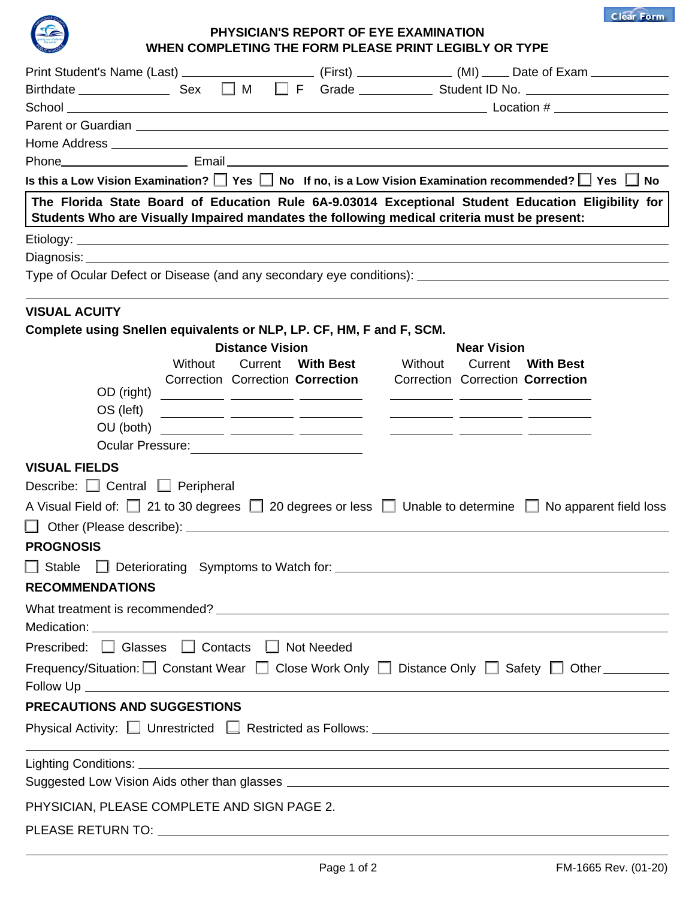# PHYSICIAN'S REPORT OF EYE EXAMINATION
## WHEN COMPLETING THE FORM PLEASE PRINT LEGIBLY OR TYPE

Print Student's Name (Last) ____________________ (First) ______________ (MI) ____ Date of Exam ___________

Birthdate ______________ Sex ☐ M ☐ F Grade ___________ Student ID No. ____________________

School ______________________________________________________________ Location # _______________

Parent or Guardian ______________________________________________________________________________

Home Address __________________________________________________________________________________

Phone ___________________ Email ______________________________________________________________

**Is this a Low Vision Examination?** ☐ **Yes** ☐ **No** **If no, is a Low Vision Examination recommended?** ☐ **Yes** ☐ **No**

**The Florida State Board of Education Rule 6A-9.03014 Exceptional Student Education Eligibility for Students Who are Visually Impaired mandates the following medical criteria must be present:**

Etiology: ______________________________________________________________________________________

Diagnosis: _____________________________________________________________________________________

Type of Ocular Defect or Disease (and any secondary eye conditions): ___________________________________

______________________________________________________________________________________________

**VISUAL ACUITY**

**Complete using Snellen equivalents or NLP, LP. CF, HM, F and F, SCM.**

| | **Distance Vision** | | | **Near Vision** | | |
|---|---|---|---|---|---|---|
| | Without Correction | Current Correction | **With Best Correction** | Without Correction | Current Correction | **With Best Correction** |
| OD (right) | | | | | | |
| OS (left) | | | | | | |
| OU (both) | | | | | | |

Ocular Pressure: ____________________

**VISUAL FIELDS**

Describe: ☐ Central ☐ Peripheral

A Visual Field of: ☐ 21 to 30 degrees ☐ 20 degrees or less ☐ Unable to determine ☐ No apparent field loss

☐ Other (Please describe): ____________________________________________________________________

**PROGNOSIS**

☐ Stable ☐ Deteriorating Symptoms to Watch for: ______________________________________________

**RECOMMENDATIONS**

What treatment is recommended? _______________________________________________________________

Medication: ____________________________________________________________________________________

Prescribed: ☐ Glasses ☐ Contacts ☐ Not Needed

Frequency/Situation: ☐ Constant Wear ☐ Close Work Only ☐ Distance Only ☐ Safety ☐ Other _________

Follow Up _____________________________________________________________________________________

**PRECAUTIONS AND SUGGESTIONS**

Physical Activity: ☐ Unrestricted ☐ Restricted as Follows: ___________________________________________

______________________________________________________________________________________________

Lighting Conditions: ______________________________________________________________________________

Suggested Low Vision Aids other than glasses _________________________________________________________

PHYSICIAN, PLEASE COMPLETE AND SIGN PAGE 2.

PLEASE RETURN TO: ______________________________________________________________________________

FM-1665 Rev. (01-20)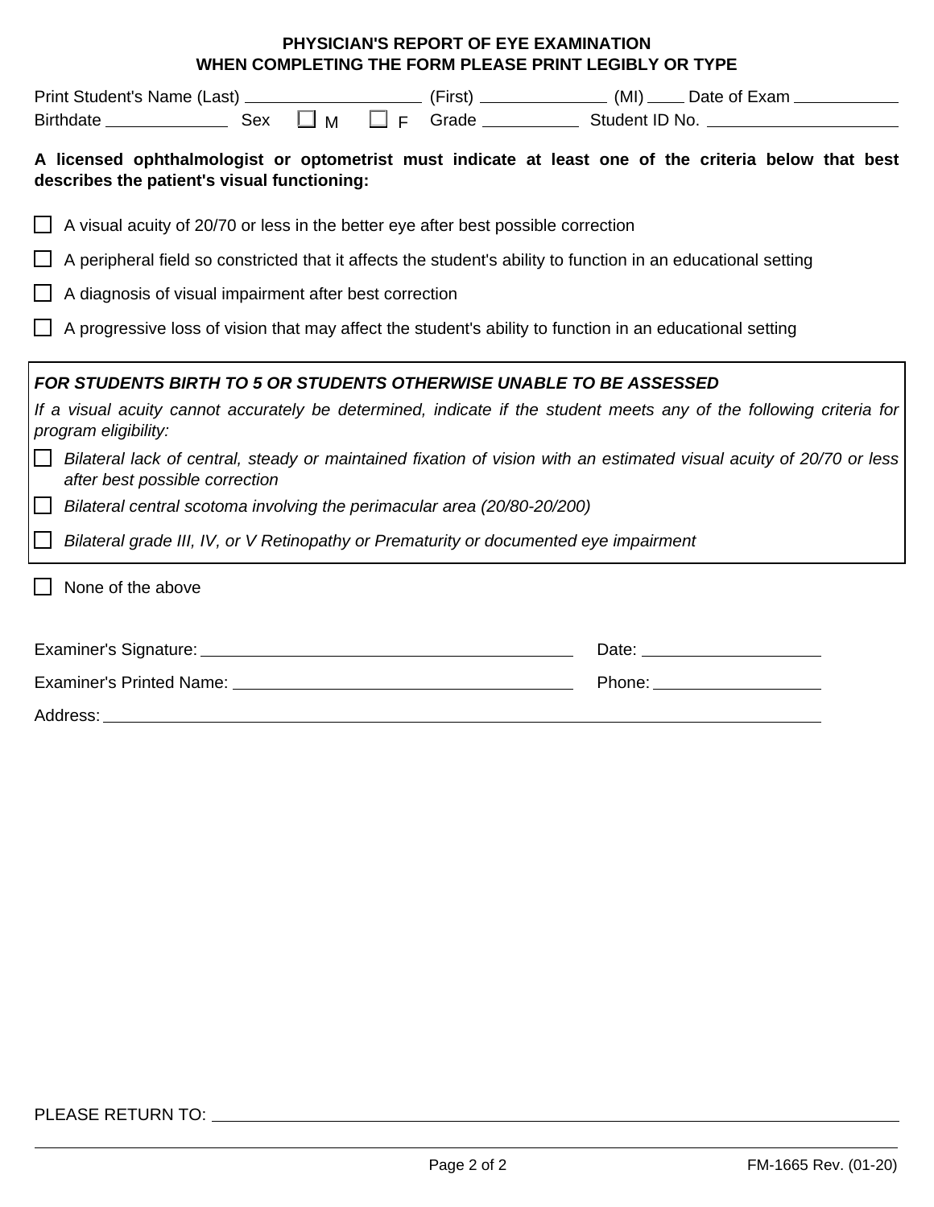# PHYSICIAN'S REPORT OF EYE EXAMINATION

## WHEN COMPLETING THE FORM PLEASE PRINT LEGIBLY OR TYPE

Print Student's Name (Last) ____________________ (First) ______________ (MI) ____ Date of Exam ____________

Birthdate ______________ Sex ☐ M ☐ F Grade ___________ Student ID No. _____________________

**A licensed ophthalmologist or optometrist must indicate at least one of the criteria below that best describes the patient's visual functioning:**

- ☐ A visual acuity of 20/70 or less in the better eye after best possible correction
- ☐ A peripheral field so constricted that it affects the student's ability to function in an educational setting
- ☐ A diagnosis of visual impairment after best correction
- ☐ A progressive loss of vision that may affect the student's ability to function in an educational setting

***FOR STUDENTS BIRTH TO 5 OR STUDENTS OTHERWISE UNABLE TO BE ASSESSED***

*If a visual acuity cannot accurately be determined, indicate if the student meets any of the following criteria for program eligibility:*

- ☐ *Bilateral lack of central, steady or maintained fixation of vision with an estimated visual acuity of 20/70 or less after best possible correction*
- ☐ *Bilateral central scotoma involving the perimacular area (20/80-20/200)*
- ☐ *Bilateral grade III, IV, or V Retinopathy or Prematurity or documented eye impairment*

☐ None of the above

Examiner's Signature: ________________________________________ Date: ____________________

Examiner's Printed Name: _____________________________________ Phone: ___________________

Address: ____________________________________________________________________________

PLEASE RETURN TO: ___________________________________________________________________

FM-1665 Rev. (01-20)